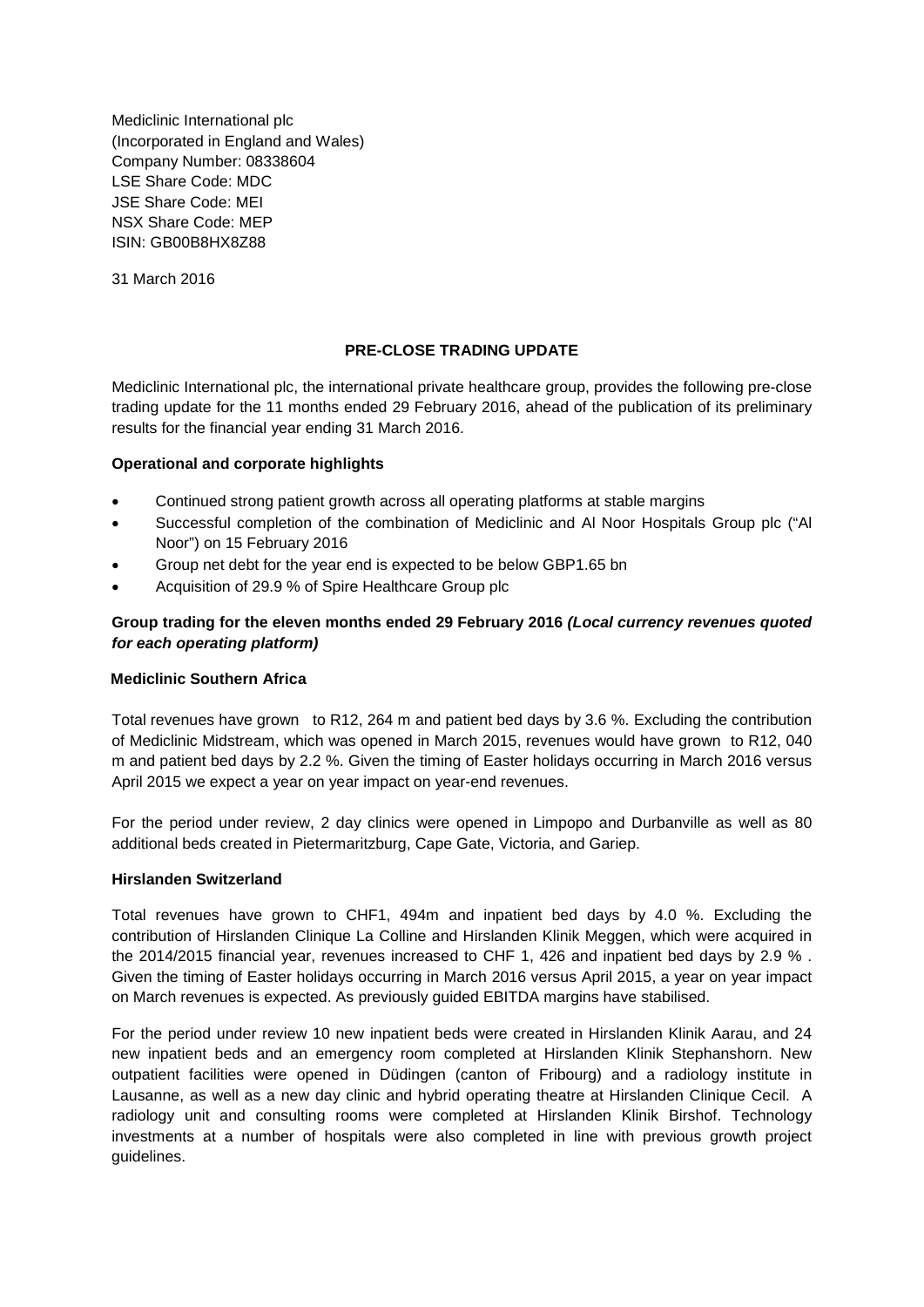Mediclinic International plc
(Incorporated in England and Wales)
Company Number: 08338604
LSE Share Code: MDC
JSE Share Code: MEI
NSX Share Code: MEP
ISIN: GB00B8HX8Z88

31 March 2016

## PRE-CLOSE TRADING UPDATE

Mediclinic International plc, the international private healthcare group, provides the following pre-close trading update for the 11 months ended 29 February 2016, ahead of the publication of its preliminary results for the financial year ending 31 March 2016.

### Operational and corporate highlights

- Continued strong patient growth across all operating platforms at stable margins
- Successful completion of the combination of Mediclinic and Al Noor Hospitals Group plc ("Al Noor") on 15 February 2016
- Group net debt for the year end is expected to be below GBP1.65 bn
- Acquisition of 29.9 % of Spire Healthcare Group plc

### Group trading for the eleven months ended 29 February 2016 *(Local currency revenues quoted for each operating platform)*

#### Mediclinic Southern Africa

Total revenues have grown to R12, 264 m and patient bed days by 3.6 %. Excluding the contribution of Mediclinic Midstream, which was opened in March 2015, revenues would have grown to R12, 040 m and patient bed days by 2.2 %. Given the timing of Easter holidays occurring in March 2016 versus April 2015 we expect a year on year impact on year-end revenues.

For the period under review, 2 day clinics were opened in Limpopo and Durbanville as well as 80 additional beds created in Pietermaritzburg, Cape Gate, Victoria, and Gariep.

#### Hirslanden Switzerland

Total revenues have grown to CHF1, 494m and inpatient bed days by 4.0 %. Excluding the contribution of Hirslanden Clinique La Colline and Hirslanden Klinik Meggen, which were acquired in the 2014/2015 financial year, revenues increased to CHF 1, 426 and inpatient bed days by 2.9 % . Given the timing of Easter holidays occurring in March 2016 versus April 2015, a year on year impact on March revenues is expected. As previously guided EBITDA margins have stabilised.

For the period under review 10 new inpatient beds were created in Hirslanden Klinik Aarau, and 24 new inpatient beds and an emergency room completed at Hirslanden Klinik Stephanshorn. New outpatient facilities were opened in Düdingen (canton of Fribourg) and a radiology institute in Lausanne, as well as a new day clinic and hybrid operating theatre at Hirslanden Clinique Cecil. A radiology unit and consulting rooms were completed at Hirslanden Klinik Birshof. Technology investments at a number of hospitals were also completed in line with previous growth project guidelines.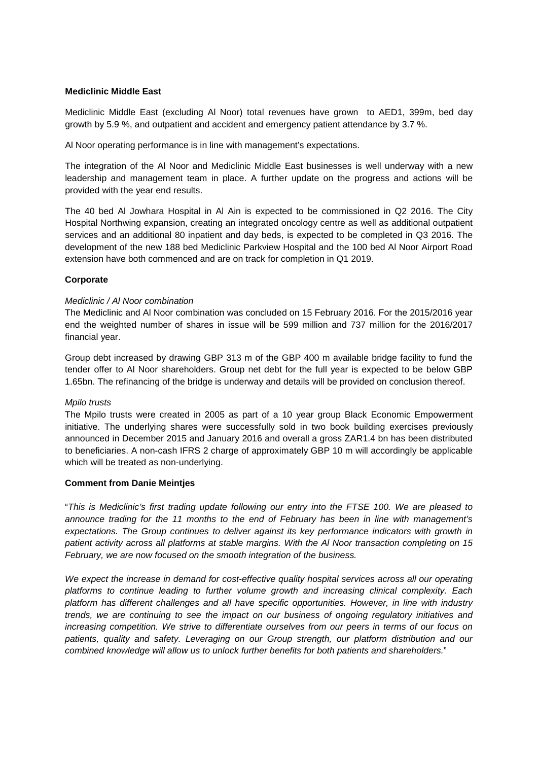**Mediclinic Middle East**

Mediclinic Middle East (excluding Al Noor) total revenues have grown to AED1, 399m, bed day growth by 5.9 %, and outpatient and accident and emergency patient attendance by 3.7 %.

Al Noor operating performance is in line with management's expectations.

The integration of the Al Noor and Mediclinic Middle East businesses is well underway with a new leadership and management team in place. A further update on the progress and actions will be provided with the year end results.

The 40 bed Al Jowhara Hospital in Al Ain is expected to be commissioned in Q2 2016. The City Hospital Northwing expansion, creating an integrated oncology centre as well as additional outpatient services and an additional 80 inpatient and day beds, is expected to be completed in Q3 2016. The development of the new 188 bed Mediclinic Parkview Hospital and the 100 bed Al Noor Airport Road extension have both commenced and are on track for completion in Q1 2019.

**Corporate**

*Mediclinic / Al Noor combination*

The Mediclinic and Al Noor combination was concluded on 15 February 2016. For the 2015/2016 year end the weighted number of shares in issue will be 599 million and 737 million for the 2016/2017 financial year.

Group debt increased by drawing GBP 313 m of the GBP 400 m available bridge facility to fund the tender offer to Al Noor shareholders. Group net debt for the full year is expected to be below GBP 1.65bn. The refinancing of the bridge is underway and details will be provided on conclusion thereof.

*Mpilo trusts*

The Mpilo trusts were created in 2005 as part of a 10 year group Black Economic Empowerment initiative. The underlying shares were successfully sold in two book building exercises previously announced in December 2015 and January 2016 and overall a gross ZAR1.4 bn has been distributed to beneficiaries. A non-cash IFRS 2 charge of approximately GBP 10 m will accordingly be applicable which will be treated as non-underlying.

**Comment from Danie Meintjes**

"*This is Mediclinic's first trading update following our entry into the FTSE 100. We are pleased to announce trading for the 11 months to the end of February has been in line with management's expectations. The Group continues to deliver against its key performance indicators with growth in patient activity across all platforms at stable margins. With the Al Noor transaction completing on 15 February, we are now focused on the smooth integration of the business.*

*We expect the increase in demand for cost-effective quality hospital services across all our operating platforms to continue leading to further volume growth and increasing clinical complexity. Each platform has different challenges and all have specific opportunities. However, in line with industry trends, we are continuing to see the impact on our business of ongoing regulatory initiatives and increasing competition. We strive to differentiate ourselves from our peers in terms of our focus on patients, quality and safety. Leveraging on our Group strength, our platform distribution and our combined knowledge will allow us to unlock further benefits for both patients and shareholders.*"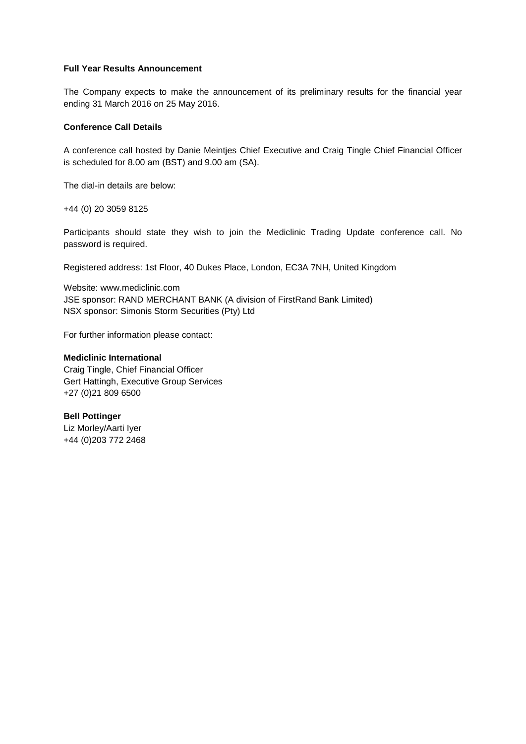**Full Year Results Announcement**

The Company expects to make the announcement of its preliminary results for the financial year ending 31 March 2016 on 25 May 2016.

**Conference Call Details**

A conference call hosted by Danie Meintjes Chief Executive and Craig Tingle Chief Financial Officer is scheduled for 8.00 am (BST) and 9.00 am (SA).

The dial-in details are below:

+44 (0) 20 3059 8125

Participants should state they wish to join the Mediclinic Trading Update conference call. No password is required.

Registered address: 1st Floor, 40 Dukes Place, London, EC3A 7NH, United Kingdom

Website: www.mediclinic.com
JSE sponsor: RAND MERCHANT BANK (A division of FirstRand Bank Limited)
NSX sponsor: Simonis Storm Securities (Pty) Ltd

For further information please contact:

**Mediclinic International**
Craig Tingle, Chief Financial Officer
Gert Hattingh, Executive Group Services
+27 (0)21 809 6500

**Bell Pottinger**
Liz Morley/Aarti Iyer
+44 (0)203 772 2468